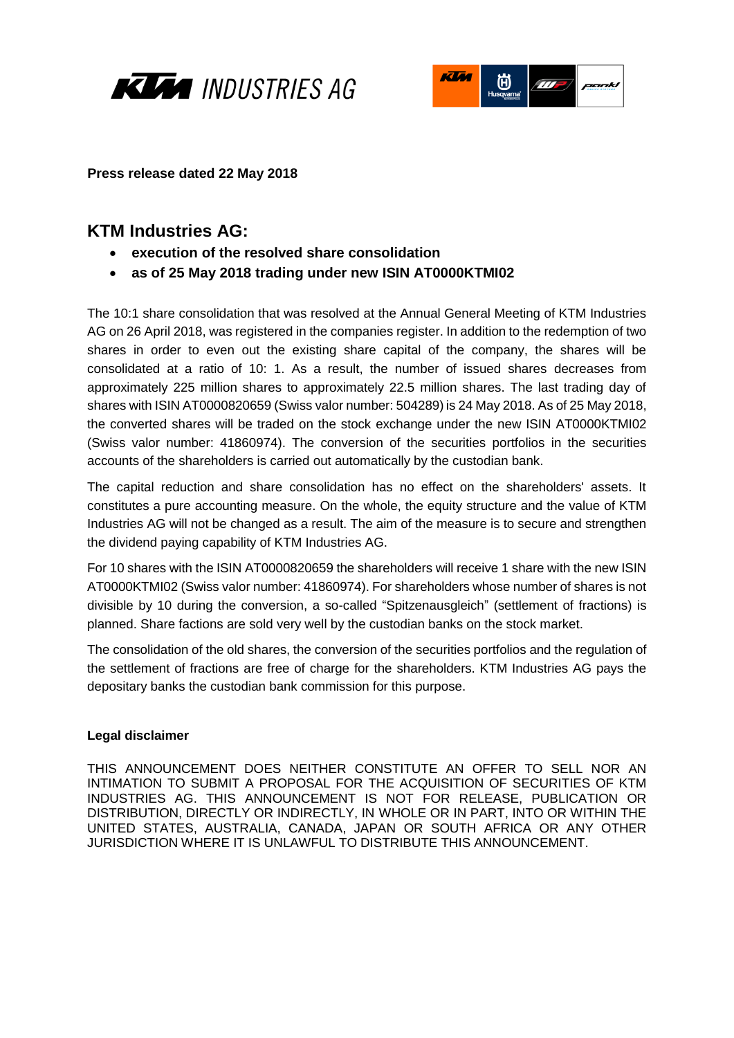**Press release dated 22 May 2018**

## KTM Industries AG:

- **execution of the resolved share consolidation**
- **as of 25 May 2018 trading under new ISIN AT0000KTMI02**

The 10:1 share consolidation that was resolved at the Annual General Meeting of KTM Industries AG on 26 April 2018, was registered in the companies register. In addition to the redemption of two shares in order to even out the existing share capital of the company, the shares will be consolidated at a ratio of 10: 1. As a result, the number of issued shares decreases from approximately 225 million shares to approximately 22.5 million shares. The last trading day of shares with ISIN AT0000820659 (Swiss valor number: 504289) is 24 May 2018. As of 25 May 2018, the converted shares will be traded on the stock exchange under the new ISIN AT0000KTMI02 (Swiss valor number: 41860974). The conversion of the securities portfolios in the securities accounts of the shareholders is carried out automatically by the custodian bank.

The capital reduction and share consolidation has no effect on the shareholders' assets. It constitutes a pure accounting measure. On the whole, the equity structure and the value of KTM Industries AG will not be changed as a result. The aim of the measure is to secure and strengthen the dividend paying capability of KTM Industries AG.

For 10 shares with the ISIN AT0000820659 the shareholders will receive 1 share with the new ISIN AT0000KTMI02 (Swiss valor number: 41860974). For shareholders whose number of shares is not divisible by 10 during the conversion, a so-called "Spitzenausgleich" (settlement of fractions) is planned. Share factions are sold very well by the custodian banks on the stock market.

The consolidation of the old shares, the conversion of the securities portfolios and the regulation of the settlement of fractions are free of charge for the shareholders. KTM Industries AG pays the depositary banks the custodian bank commission for this purpose.

**Legal disclaimer**

THIS ANNOUNCEMENT DOES NEITHER CONSTITUTE AN OFFER TO SELL NOR AN INTIMATION TO SUBMIT A PROPOSAL FOR THE ACQUISITION OF SECURITIES OF KTM INDUSTRIES AG. THIS ANNOUNCEMENT IS NOT FOR RELEASE, PUBLICATION OR DISTRIBUTION, DIRECTLY OR INDIRECTLY, IN WHOLE OR IN PART, INTO OR WITHIN THE UNITED STATES, AUSTRALIA, CANADA, JAPAN OR SOUTH AFRICA OR ANY OTHER JURISDICTION WHERE IT IS UNLAWFUL TO DISTRIBUTE THIS ANNOUNCEMENT.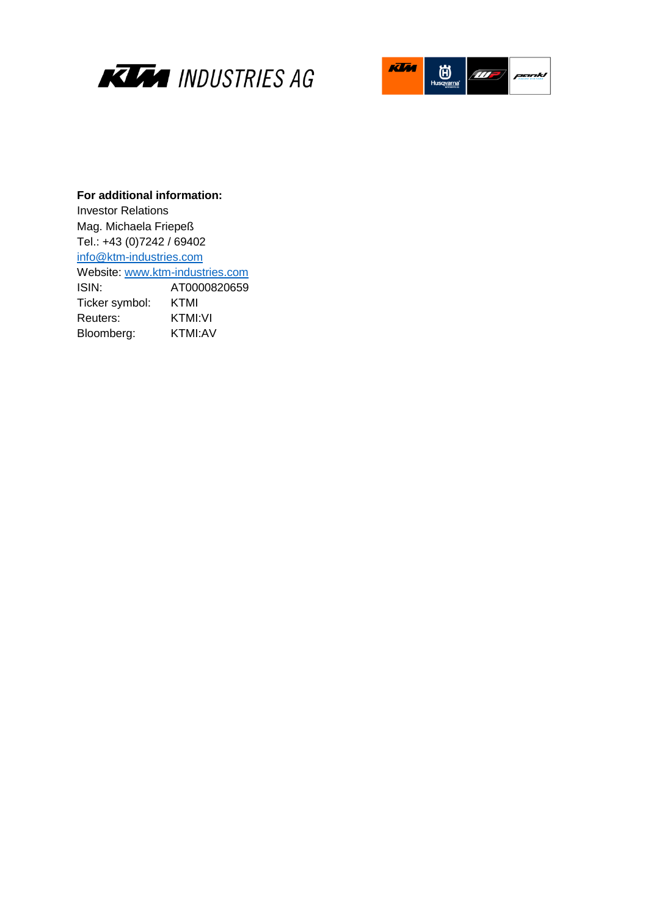**For additional information:**

Investor Relations
Mag. Michaela Friepeß
Tel.: +43 (0)7242 / 69402
info@ktm-industries.com
Website: www.ktm-industries.com

| | |
|---|---|
| ISIN: | AT0000820659 |
| Ticker symbol: | KTMI |
| Reuters: | KTMI:VI |
| Bloomberg: | KTMI:AV |